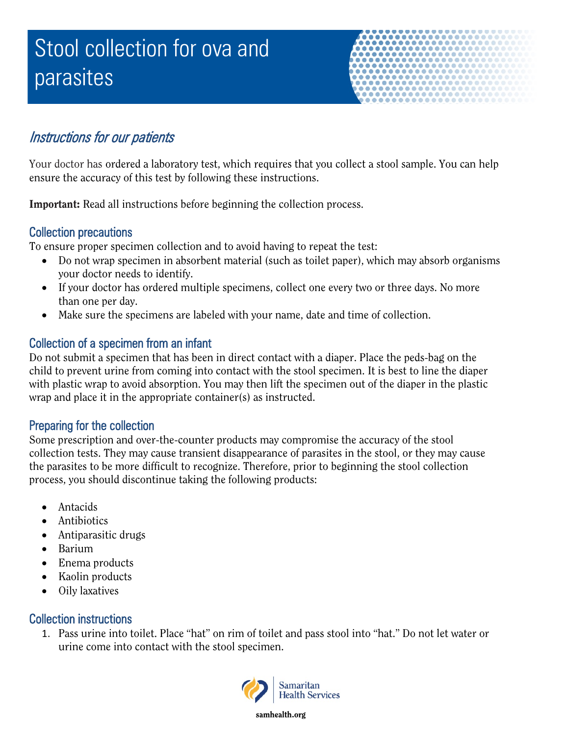# Stool collection for ova and parasites

## *Instructions for our patients*

Your doctor has ordered a laboratory test, which requires that you collect a stool sample. You can help ensure the accuracy of this test by following these instructions.

**Important:** Read all instructions before beginning the collection process.

### Collection precautions

To ensure proper specimen collection and to avoid having to repeat the test:

- Do not wrap specimen in absorbent material (such as toilet paper), which may absorb organisms your doctor needs to identify.
- If your doctor has ordered multiple specimens, collect one every two or three days. No more than one per day.
- Make sure the specimens are labeled with your name, date and time of collection.

### Collection of a specimen from an infant

Do not submit a specimen that has been in direct contact with a diaper. Place the peds-bag on the child to prevent urine from coming into contact with the stool specimen. It is best to line the diaper with plastic wrap to avoid absorption. You may then lift the specimen out of the diaper in the plastic wrap and place it in the appropriate container(s) as instructed.

### Preparing for the collection

Some prescription and over-the-counter products may compromise the accuracy of the stool collection tests. They may cause transient disappearance of parasites in the stool, or they may cause the parasites to be more difficult to recognize. Therefore, prior to beginning the stool collection process, you should discontinue taking the following products:

- Antacids
- Antibiotics
- Antiparasitic drugs
- Barium
- Enema products
- Kaolin products
- Oily laxatives

### Collection instructions

1. Pass urine into toilet. Place "hat" on rim of toilet and pass stool into "hat." Do not let water or urine come into contact with the stool specimen.

Samaritan Health Services

samhealth.org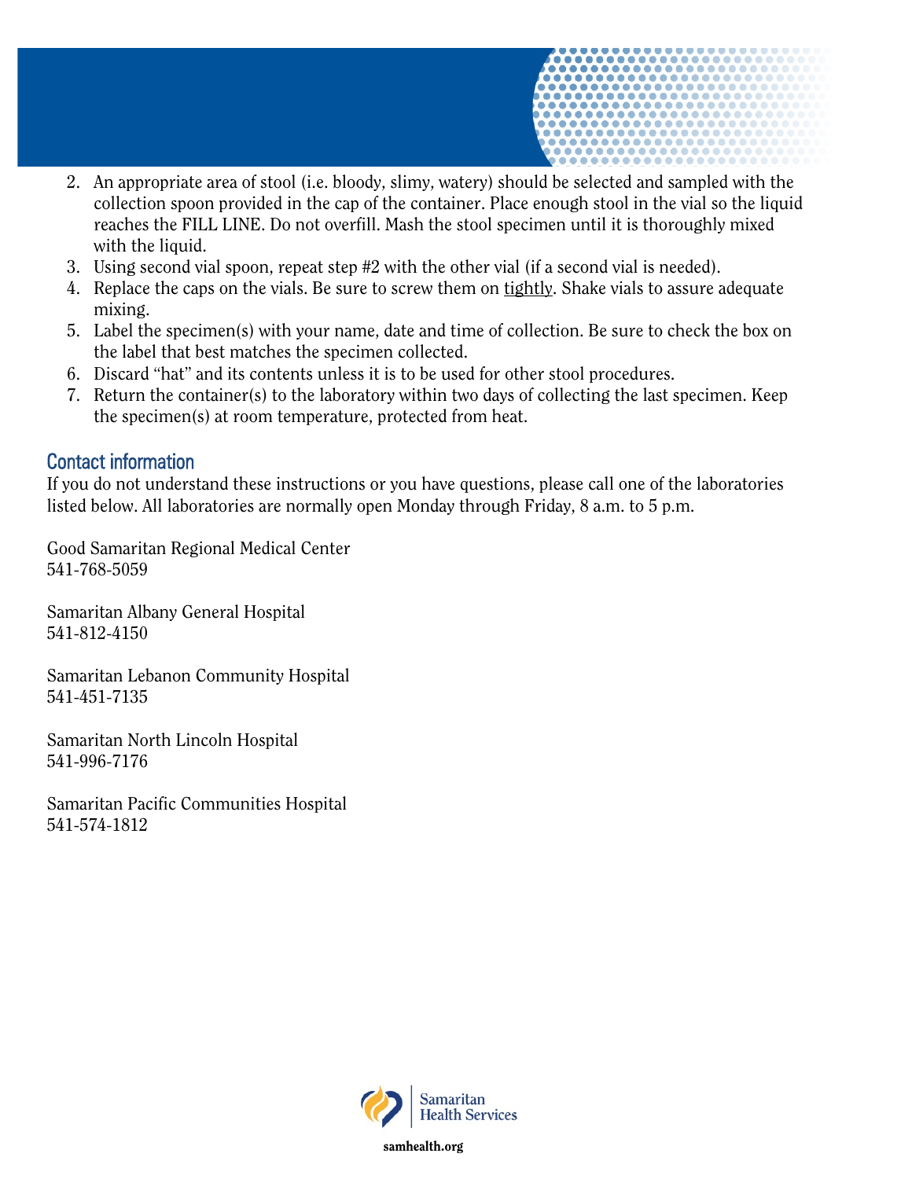2. An appropriate area of stool (i.e. bloody, slimy, watery) should be selected and sampled with the collection spoon provided in the cap of the container. Place enough stool in the vial so the liquid reaches the FILL LINE. Do not overfill. Mash the stool specimen until it is thoroughly mixed with the liquid.
3. Using second vial spoon, repeat step #2 with the other vial (if a second vial is needed).
4. Replace the caps on the vials. Be sure to screw them on <u>tightly</u>. Shake vials to assure adequate mixing.
5. Label the specimen(s) with your name, date and time of collection. Be sure to check the box on the label that best matches the specimen collected.
6. Discard "hat" and its contents unless it is to be used for other stool procedures.
7. Return the container(s) to the laboratory within two days of collecting the last specimen. Keep the specimen(s) at room temperature, protected from heat.

## Contact information

If you do not understand these instructions or you have questions, please call one of the laboratories listed below. All laboratories are normally open Monday through Friday, 8 a.m. to 5 p.m.

Good Samaritan Regional Medical Center
541-768-5059

Samaritan Albany General Hospital
541-812-4150

Samaritan Lebanon Community Hospital
541-451-7135

Samaritan North Lincoln Hospital
541-996-7176

Samaritan Pacific Communities Hospital
541-574-1812

Samaritan Health Services

samhealth.org